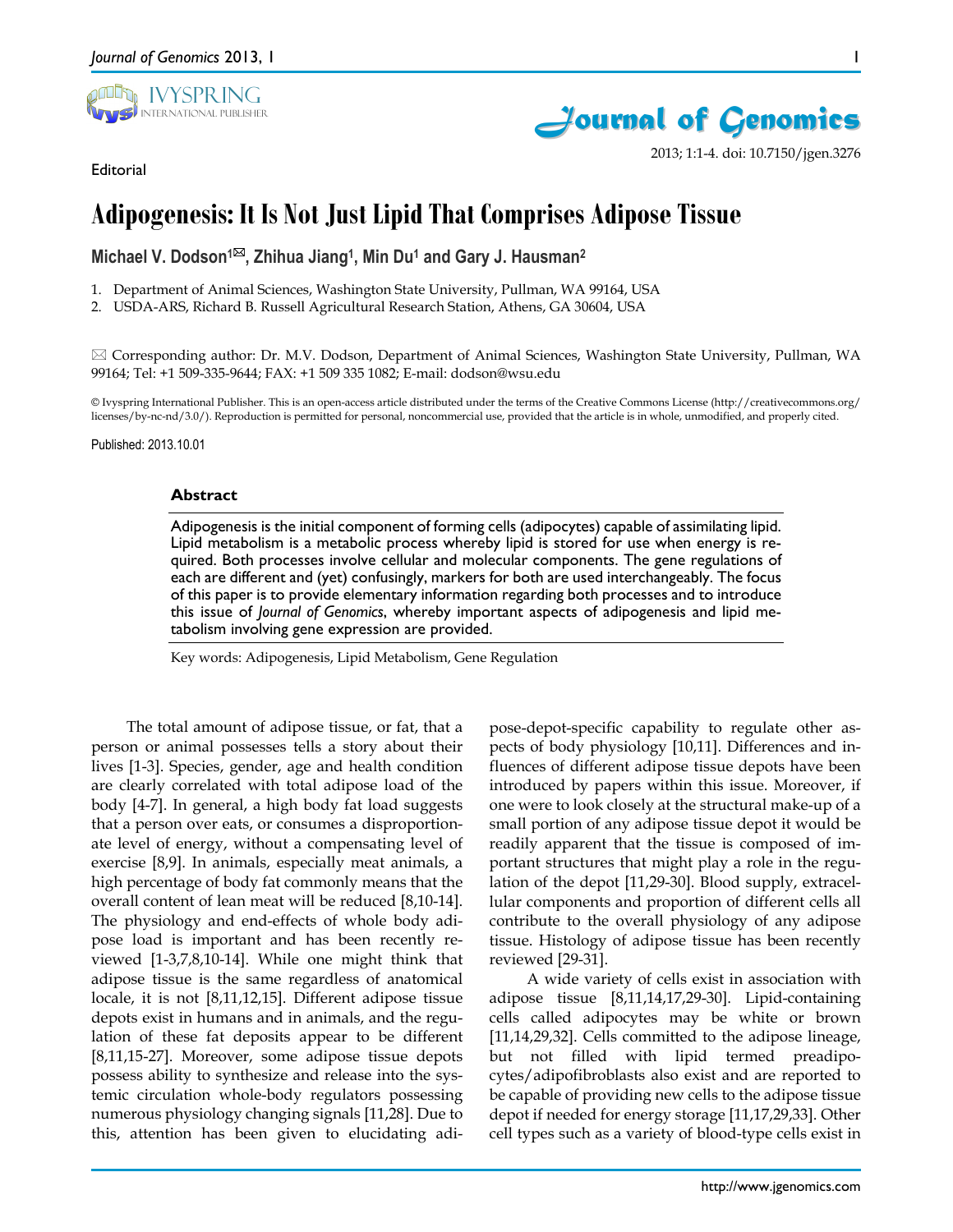Editorial

# Adipogenesis: It Is Not Just Lipid That Comprises Adipose Tissue

**Michael V. Dodson[1]✉, Zhihua Jiang[1], Min Du[1] and Gary J. Hausman[2]**

1. Department of Animal Sciences, Washington State University, Pullman, WA 99164, USA
2. USDA-ARS, Richard B. Russell Agricultural Research Station, Athens, GA 30604, USA

✉ Corresponding author: Dr. M.V. Dodson, Department of Animal Sciences, Washington State University, Pullman, WA 99164; Tel: +1 509-335-9644; FAX: +1 509 335 1082; E-mail: dodson@wsu.edu

© Ivyspring International Publisher. This is an open-access article distributed under the terms of the Creative Commons License (http://creativecommons.org/licenses/by-nc-nd/3.0/). Reproduction is permitted for personal, noncommercial use, provided that the article is in whole, unmodified, and properly cited.

Published: 2013.10.01

## Abstract

Adipogenesis is the initial component of forming cells (adipocytes) capable of assimilating lipid. Lipid metabolism is a metabolic process whereby lipid is stored for use when energy is required. Both processes involve cellular and molecular components. The gene regulations of each are different and (yet) confusingly, markers for both are used interchangeably. The focus of this paper is to provide elementary information regarding both processes and to introduce this issue of *Journal of Genomics*, whereby important aspects of adipogenesis and lipid metabolism involving gene expression are provided.

Key words: Adipogenesis, Lipid Metabolism, Gene Regulation

The total amount of adipose tissue, or fat, that a person or animal possesses tells a story about their lives [1-3]. Species, gender, age and health condition are clearly correlated with total adipose load of the body [4-7]. In general, a high body fat load suggests that a person over eats, or consumes a disproportionate level of energy, without a compensating level of exercise [8,9]. In animals, especially meat animals, a high percentage of body fat commonly means that the overall content of lean meat will be reduced [8,10-14]. The physiology and end-effects of whole body adipose load is important and has been recently reviewed [1-3,7,8,10-14]. While one might think that adipose tissue is the same regardless of anatomical locale, it is not [8,11,12,15]. Different adipose tissue depots exist in humans and in animals, and the regulation of these fat deposits appear to be different [8,11,15-27]. Moreover, some adipose tissue depots possess ability to synthesize and release into the systemic circulation whole-body regulators possessing numerous physiology changing signals [11,28]. Due to this, attention has been given to elucidating adipose-depot-specific capability to regulate other aspects of body physiology [10,11]. Differences and influences of different adipose tissue depots have been introduced by papers within this issue. Moreover, if one were to look closely at the structural make-up of a small portion of any adipose tissue depot it would be readily apparent that the tissue is composed of important structures that might play a role in the regulation of the depot [11,29-30]. Blood supply, extracellular components and proportion of different cells all contribute to the overall physiology of any adipose tissue. Histology of adipose tissue has been recently reviewed [29-31].

A wide variety of cells exist in association with adipose tissue [8,11,14,17,29-30]. Lipid-containing cells called adipocytes may be white or brown [11,14,29,32]. Cells committed to the adipose lineage, but not filled with lipid termed preadipocytes/adipofibroblasts also exist and are reported to be capable of providing new cells to the adipose tissue depot if needed for energy storage [11,17,29,33]. Other cell types such as a variety of blood-type cells exist in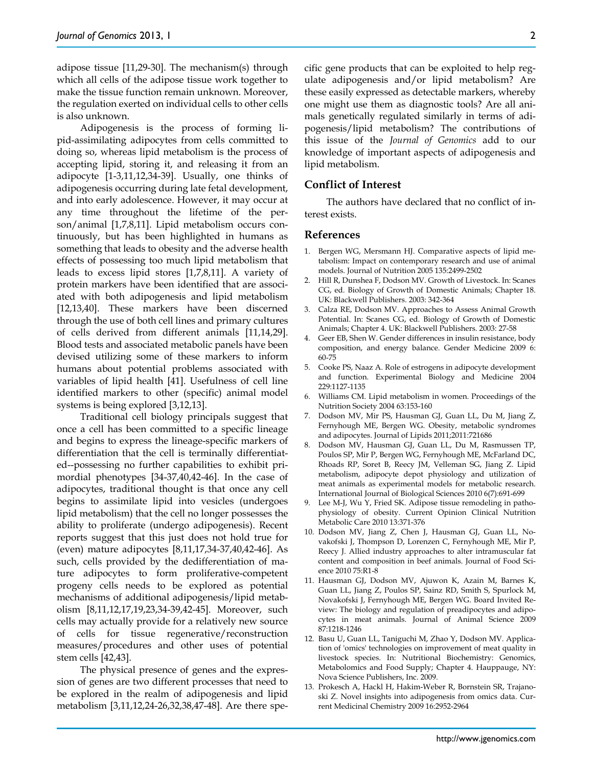adipose tissue [11,29-30]. The mechanism(s) through which all cells of the adipose tissue work together to make the tissue function remain unknown. Moreover, the regulation exerted on individual cells to other cells is also unknown.

Adipogenesis is the process of forming lipid-assimilating adipocytes from cells committed to doing so, whereas lipid metabolism is the process of accepting lipid, storing it, and releasing it from an adipocyte [1-3,11,12,34-39]. Usually, one thinks of adipogenesis occurring during late fetal development, and into early adolescence. However, it may occur at any time throughout the lifetime of the person/animal [1,7,8,11]. Lipid metabolism occurs continuously, but has been highlighted in humans as something that leads to obesity and the adverse health effects of possessing too much lipid metabolism that leads to excess lipid stores [1,7,8,11]. A variety of protein markers have been identified that are associated with both adipogenesis and lipid metabolism [12,13,40]. These markers have been discerned through the use of both cell lines and primary cultures of cells derived from different animals [11,14,29]. Blood tests and associated metabolic panels have been devised utilizing some of these markers to inform humans about potential problems associated with variables of lipid health [41]. Usefulness of cell line identified markers to other (specific) animal model systems is being explored [3,12,13].

Traditional cell biology principals suggest that once a cell has been committed to a specific lineage and begins to express the lineage-specific markers of differentiation that the cell is terminally differentiated--possessing no further capabilities to exhibit primordial phenotypes [34-37,40,42-46]. In the case of adipocytes, traditional thought is that once any cell begins to assimilate lipid into vesicles (undergoes lipid metabolism) that the cell no longer possesses the ability to proliferate (undergo adipogenesis). Recent reports suggest that this just does not hold true for (even) mature adipocytes [8,11,17,34-37,40,42-46]. As such, cells provided by the dedifferentiation of mature adipocytes to form proliferative-competent progeny cells needs to be explored as potential mechanisms of additional adipogenesis/lipid metabolism [8,11,12,17,19,23,34-39,42-45]. Moreover, such cells may actually provide for a relatively new source of cells for tissue regenerative/reconstruction measures/procedures and other uses of potential stem cells [42,43].

The physical presence of genes and the expression of genes are two different processes that need to be explored in the realm of adipogenesis and lipid metabolism [3,11,12,24-26,32,38,47-48]. Are there specific gene products that can be exploited to help regulate adipogenesis and/or lipid metabolism? Are these easily expressed as detectable markers, whereby one might use them as diagnostic tools? Are all animals genetically regulated similarly in terms of adipogenesis/lipid metabolism? The contributions of this issue of the *Journal of Genomics* add to our knowledge of important aspects of adipogenesis and lipid metabolism.

## Conflict of Interest

The authors have declared that no conflict of interest exists.

## References

1. Bergen WG, Mersmann HJ. Comparative aspects of lipid metabolism: Impact on contemporary research and use of animal models. Journal of Nutrition 2005 135:2499-2502
2. Hill R, Dunshea F, Dodson MV. Growth of Livestock. In: Scanes CG, ed. Biology of Growth of Domestic Animals; Chapter 18. UK: Blackwell Publishers. 2003: 342-364
3. Calza RE, Dodson MV. Approaches to Assess Animal Growth Potential. In: Scanes CG, ed. Biology of Growth of Domestic Animals; Chapter 4. UK: Blackwell Publishers. 2003: 27-58
4. Geer EB, Shen W. Gender differences in insulin resistance, body composition, and energy balance. Gender Medicine 2009 6: 60-75
5. Cooke PS, Naaz A. Role of estrogens in adipocyte development and function. Experimental Biology and Medicine 2004 229:1127-1135
6. Williams CM. Lipid metabolism in women. Proceedings of the Nutrition Society 2004 63:153-160
7. Dodson MV, Mir PS, Hausman GJ, Guan LL, Du M, Jiang Z, Fernyhough ME, Bergen WG. Obesity, metabolic syndromes and adipocytes. Journal of Lipids 2011;2011:721686
8. Dodson MV, Hausman GJ, Guan LL, Du M, Rasmussen TP, Poulos SP, Mir P, Bergen WG, Fernyhough ME, McFarland DC, Rhoads RP, Soret B, Reecy JM, Velleman SG, Jiang Z. Lipid metabolism, adipocyte depot physiology and utilization of meat animals as experimental models for metabolic research. International Journal of Biological Sciences 2010 6(7):691-699
9. Lee M-J, Wu Y, Fried SK. Adipose tissue remodeling in pathophysiology of obesity. Current Opinion Clinical Nutrition Metabolic Care 2010 13:371-376
10. Dodson MV, Jiang Z, Chen J, Hausman GJ, Guan LL, Novakofski J, Thompson D, Lorenzen C, Fernyhough ME, Mir P, Reecy J. Allied industry approaches to alter intramuscular fat content and composition in beef animals. Journal of Food Science 2010 75:R1-8
11. Hausman GJ, Dodson MV, Ajuwon K, Azain M, Barnes K, Guan LL, Jiang Z, Poulos SP, Sainz RD, Smith S, Spurlock M, Novakofski J, Fernyhough ME, Bergen WG. Board Invited Review: The biology and regulation of preadipocytes and adipocytes in meat animals. Journal of Animal Science 2009 87:1218-1246
12. Basu U, Guan LL, Taniguchi M, Zhao Y, Dodson MV. Application of 'omics' technologies on improvement of meat quality in livestock species. In: Nutritional Biochemistry: Genomics, Metabolomics and Food Supply; Chapter 4. Hauppauge, NY: Nova Science Publishers, Inc. 2009.
13. Prokesch A, Hackl H, Hakim-Weber R, Bornstein SR, Trajanoski Z. Novel insights into adipogenesis from omics data. Current Medicinal Chemistry 2009 16:2952-2964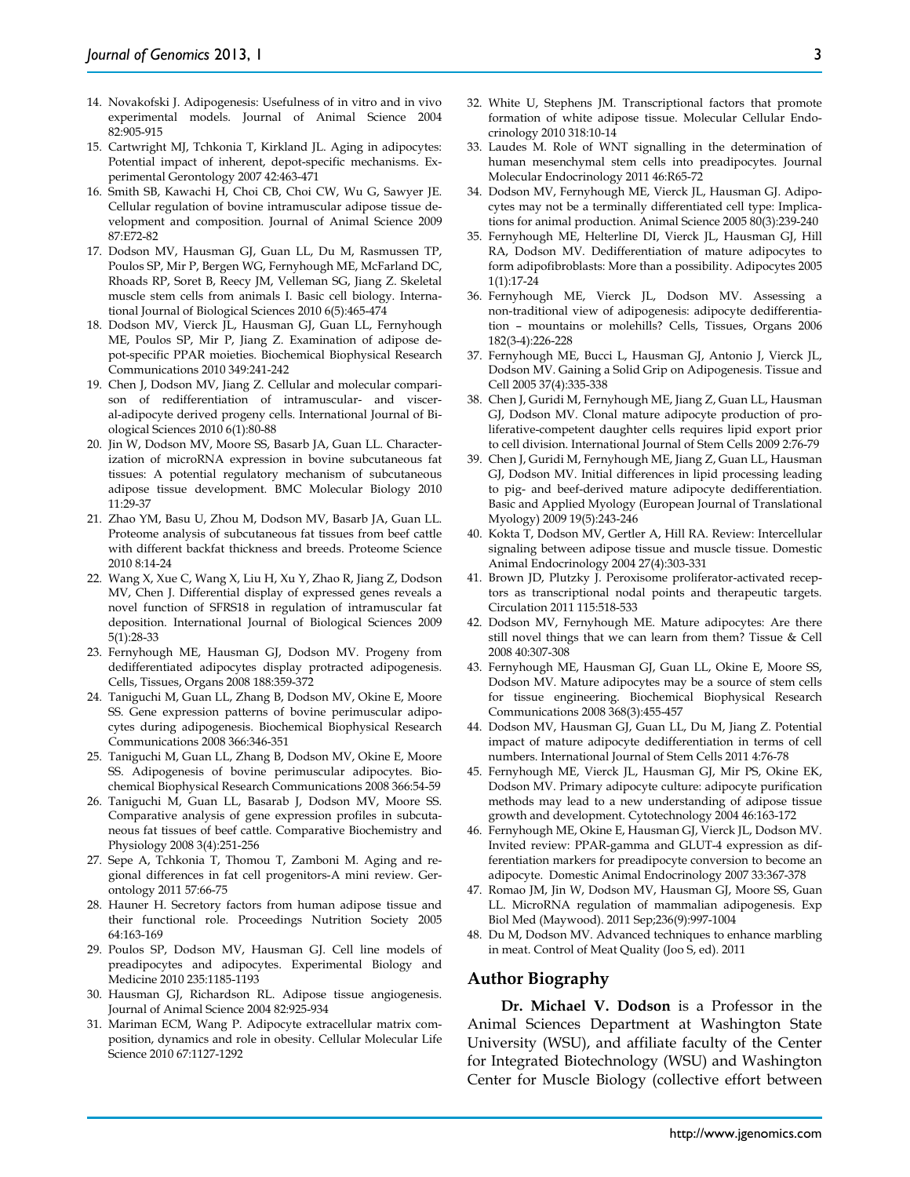14. Novakofski J. Adipogenesis: Usefulness of in vitro and in vivo experimental models. Journal of Animal Science 2004 82:905-915
15. Cartwright MJ, Tchkonia T, Kirkland JL. Aging in adipocytes: Potential impact of inherent, depot-specific mechanisms. Experimental Gerontology 2007 42:463-471
16. Smith SB, Kawachi H, Choi CB, Choi CW, Wu G, Sawyer JE. Cellular regulation of bovine intramuscular adipose tissue development and composition. Journal of Animal Science 2009 87:E72-82
17. Dodson MV, Hausman GJ, Guan LL, Du M, Rasmussen TP, Poulos SP, Mir P, Bergen WG, Fernyhough ME, McFarland DC, Rhoads RP, Soret B, Reecy JM, Velleman SG, Jiang Z. Skeletal muscle stem cells from animals I. Basic cell biology. International Journal of Biological Sciences 2010 6(5):465-474
18. Dodson MV, Vierck JL, Hausman GJ, Guan LL, Fernyhough ME, Poulos SP, Mir P, Jiang Z. Examination of adipose depot-specific PPAR moieties. Biochemical Biophysical Research Communications 2010 349:241-242
19. Chen J, Dodson MV, Jiang Z. Cellular and molecular comparison of redifferentiation of intramuscular- and visceral-adipocyte derived progeny cells. International Journal of Biological Sciences 2010 6(1):80-88
20. Jin W, Dodson MV, Moore SS, Basarb JA, Guan LL. Characterization of microRNA expression in bovine subcutaneous fat tissues: A potential regulatory mechanism of subcutaneous adipose tissue development. BMC Molecular Biology 2010 11:29-37
21. Zhao YM, Basu U, Zhou M, Dodson MV, Basarb JA, Guan LL. Proteome analysis of subcutaneous fat tissues from beef cattle with different backfat thickness and breeds. Proteome Science 2010 8:14-24
22. Wang X, Xue C, Wang X, Liu H, Xu Y, Zhao R, Jiang Z, Dodson MV, Chen J. Differential display of expressed genes reveals a novel function of SFRS18 in regulation of intramuscular fat deposition. International Journal of Biological Sciences 2009 5(1):28-33
23. Fernyhough ME, Hausman GJ, Dodson MV. Progeny from dedifferentiated adipocytes display protracted adipogenesis. Cells, Tissues, Organs 2008 188:359-372
24. Taniguchi M, Guan LL, Zhang B, Dodson MV, Okine E, Moore SS. Gene expression patterns of bovine perimuscular adipocytes during adipogenesis. Biochemical Biophysical Research Communications 2008 366:346-351
25. Taniguchi M, Guan LL, Zhang B, Dodson MV, Okine E, Moore SS. Adipogenesis of bovine perimuscular adipocytes. Biochemical Biophysical Research Communications 2008 366:54-59
26. Taniguchi M, Guan LL, Basarab J, Dodson MV, Moore SS. Comparative analysis of gene expression profiles in subcutaneous fat tissues of beef cattle. Comparative Biochemistry and Physiology 2008 3(4):251-256
27. Sepe A, Tchkonia T, Thomou T, Zamboni M. Aging and regional differences in fat cell progenitors-A mini review. Gerontology 2011 57:66-75
28. Hauner H. Secretory factors from human adipose tissue and their functional role. Proceedings Nutrition Society 2005 64:163-169
29. Poulos SP, Dodson MV, Hausman GJ. Cell line models of preadipocytes and adipocytes. Experimental Biology and Medicine 2010 235:1185-1193
30. Hausman GJ, Richardson RL. Adipose tissue angiogenesis. Journal of Animal Science 2004 82:925-934
31. Mariman ECM, Wang P. Adipocyte extracellular matrix composition, dynamics and role in obesity. Cellular Molecular Life Science 2010 67:1127-1292
32. White U, Stephens JM. Transcriptional factors that promote formation of white adipose tissue. Molecular Cellular Endocrinology 2010 318:10-14
33. Laudes M. Role of WNT signalling in the determination of human mesenchymal stem cells into preadipocytes. Journal Molecular Endocrinology 2011 46:R65-72
34. Dodson MV, Fernyhough ME, Vierck JL, Hausman GJ. Adipocytes may not be a terminally differentiated cell type: Implications for animal production. Animal Science 2005 80(3):239-240
35. Fernyhough ME, Helterline DI, Vierck JL, Hausman GJ, Hill RA, Dodson MV. Dedifferentiation of mature adipocytes to form adipofibroblasts: More than a possibility. Adipocytes 2005 1(1):17-24
36. Fernyhough ME, Vierck JL, Dodson MV. Assessing a non-traditional view of adipogenesis: adipocyte dedifferentiation – mountains or molehills? Cells, Tissues, Organs 2006 182(3-4):226-228
37. Fernyhough ME, Bucci L, Hausman GJ, Antonio J, Vierck JL, Dodson MV. Gaining a Solid Grip on Adipogenesis. Tissue and Cell 2005 37(4):335-338
38. Chen J, Guridi M, Fernyhough ME, Jiang Z, Guan LL, Hausman GJ, Dodson MV. Clonal mature adipocyte production of proliferative-competent daughter cells requires lipid export prior to cell division. International Journal of Stem Cells 2009 2:76-79
39. Chen J, Guridi M, Fernyhough ME, Jiang Z, Guan LL, Hausman GJ, Dodson MV. Initial differences in lipid processing leading to pig- and beef-derived mature adipocyte dedifferentiation. Basic and Applied Myology (European Journal of Translational Myology) 2009 19(5):243-246
40. Kokta T, Dodson MV, Gertler A, Hill RA. Review: Intercellular signaling between adipose tissue and muscle tissue. Domestic Animal Endocrinology 2004 27(4):303-331
41. Brown JD, Plutzky J. Peroxisome proliferator-activated receptors as transcriptional nodal points and therapeutic targets. Circulation 2011 115:518-533
42. Dodson MV, Fernyhough ME. Mature adipocytes: Are there still novel things that we can learn from them? Tissue & Cell 2008 40:307-308
43. Fernyhough ME, Hausman GJ, Guan LL, Okine E, Moore SS, Dodson MV. Mature adipocytes may be a source of stem cells for tissue engineering. Biochemical Biophysical Research Communications 2008 368(3):455-457
44. Dodson MV, Hausman GJ, Guan LL, Du M, Jiang Z. Potential impact of mature adipocyte dedifferentiation in terms of cell numbers. International Journal of Stem Cells 2011 4:76-78
45. Fernyhough ME, Vierck JL, Hausman GJ, Mir PS, Okine EK, Dodson MV. Primary adipocyte culture: adipocyte purification methods may lead to a new understanding of adipose tissue growth and development. Cytotechnology 2004 46:163-172
46. Fernyhough ME, Okine E, Hausman GJ, Vierck JL, Dodson MV. Invited review: PPAR-gamma and GLUT-4 expression as differentiation markers for preadipocyte conversion to become an adipocyte. Domestic Animal Endocrinology 2007 33:367-378
47. Romao JM, Jin W, Dodson MV, Hausman GJ, Moore SS, Guan LL. MicroRNA regulation of mammalian adipogenesis. Exp Biol Med (Maywood). 2011 Sep;236(9):997-1004
48. Du M, Dodson MV. Advanced techniques to enhance marbling in meat. Control of Meat Quality (Joo S, ed). 2011

## Author Biography

**Dr. Michael V. Dodson** is a Professor in the Animal Sciences Department at Washington State University (WSU), and affiliate faculty of the Center for Integrated Biotechnology (WSU) and Washington Center for Muscle Biology (collective effort between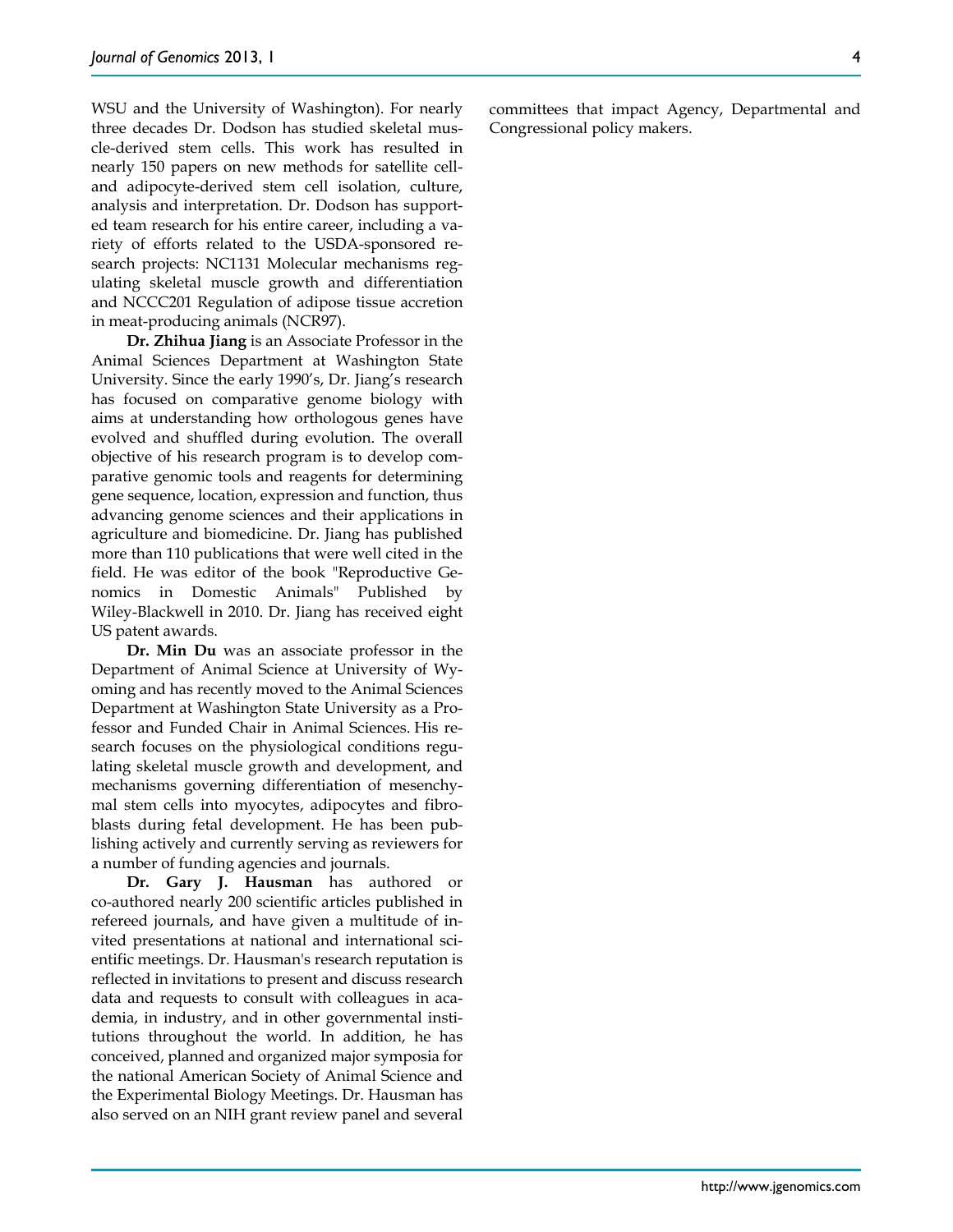WSU and the University of Washington). For nearly three decades Dr. Dodson has studied skeletal muscle-derived stem cells. This work has resulted in nearly 150 papers on new methods for satellite cell- and adipocyte-derived stem cell isolation, culture, analysis and interpretation. Dr. Dodson has supported team research for his entire career, including a variety of efforts related to the USDA-sponsored research projects: NC1131 Molecular mechanisms regulating skeletal muscle growth and differentiation and NCCC201 Regulation of adipose tissue accretion in meat-producing animals (NCR97).

**Dr. Zhihua Jiang** is an Associate Professor in the Animal Sciences Department at Washington State University. Since the early 1990's, Dr. Jiang's research has focused on comparative genome biology with aims at understanding how orthologous genes have evolved and shuffled during evolution. The overall objective of his research program is to develop comparative genomic tools and reagents for determining gene sequence, location, expression and function, thus advancing genome sciences and their applications in agriculture and biomedicine. Dr. Jiang has published more than 110 publications that were well cited in the field. He was editor of the book "Reproductive Genomics in Domestic Animals" Published by Wiley-Blackwell in 2010. Dr. Jiang has received eight US patent awards.

**Dr. Min Du** was an associate professor in the Department of Animal Science at University of Wyoming and has recently moved to the Animal Sciences Department at Washington State University as a Professor and Funded Chair in Animal Sciences. His research focuses on the physiological conditions regulating skeletal muscle growth and development, and mechanisms governing differentiation of mesenchymal stem cells into myocytes, adipocytes and fibroblasts during fetal development. He has been publishing actively and currently serving as reviewers for a number of funding agencies and journals.

**Dr. Gary J. Hausman** has authored or co-authored nearly 200 scientific articles published in refereed journals, and have given a multitude of invited presentations at national and international scientific meetings. Dr. Hausman's research reputation is reflected in invitations to present and discuss research data and requests to consult with colleagues in academia, in industry, and in other governmental institutions throughout the world. In addition, he has conceived, planned and organized major symposia for the national American Society of Animal Science and the Experimental Biology Meetings. Dr. Hausman has also served on an NIH grant review panel and several committees that impact Agency, Departmental and Congressional policy makers.